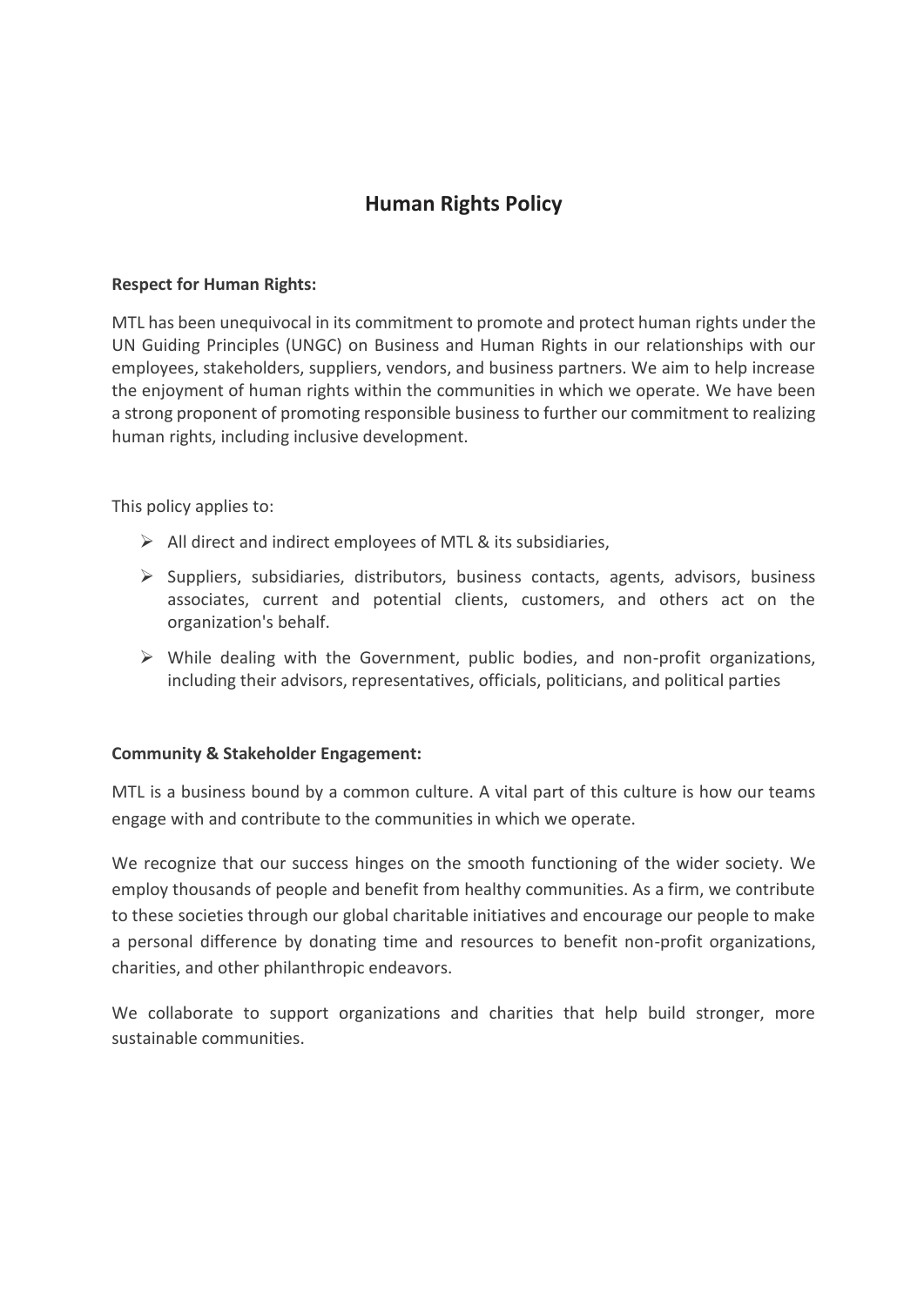# Human Rights Policy

**Respect for Human Rights:**

MTL has been unequivocal in its commitment to promote and protect human rights under the UN Guiding Principles (UNGC) on Business and Human Rights in our relationships with our employees, stakeholders, suppliers, vendors, and business partners. We aim to help increase the enjoyment of human rights within the communities in which we operate. We have been a strong proponent of promoting responsible business to further our commitment to realizing human rights, including inclusive development.

This policy applies to:

- All direct and indirect employees of MTL & its subsidiaries,
- Suppliers, subsidiaries, distributors, business contacts, agents, advisors, business associates, current and potential clients, customers, and others act on the organization's behalf.
- While dealing with the Government, public bodies, and non-profit organizations, including their advisors, representatives, officials, politicians, and political parties

**Community & Stakeholder Engagement:**

MTL is a business bound by a common culture. A vital part of this culture is how our teams engage with and contribute to the communities in which we operate.

We recognize that our success hinges on the smooth functioning of the wider society. We employ thousands of people and benefit from healthy communities. As a firm, we contribute to these societies through our global charitable initiatives and encourage our people to make a personal difference by donating time and resources to benefit non-profit organizations, charities, and other philanthropic endeavors.

We collaborate to support organizations and charities that help build stronger, more sustainable communities.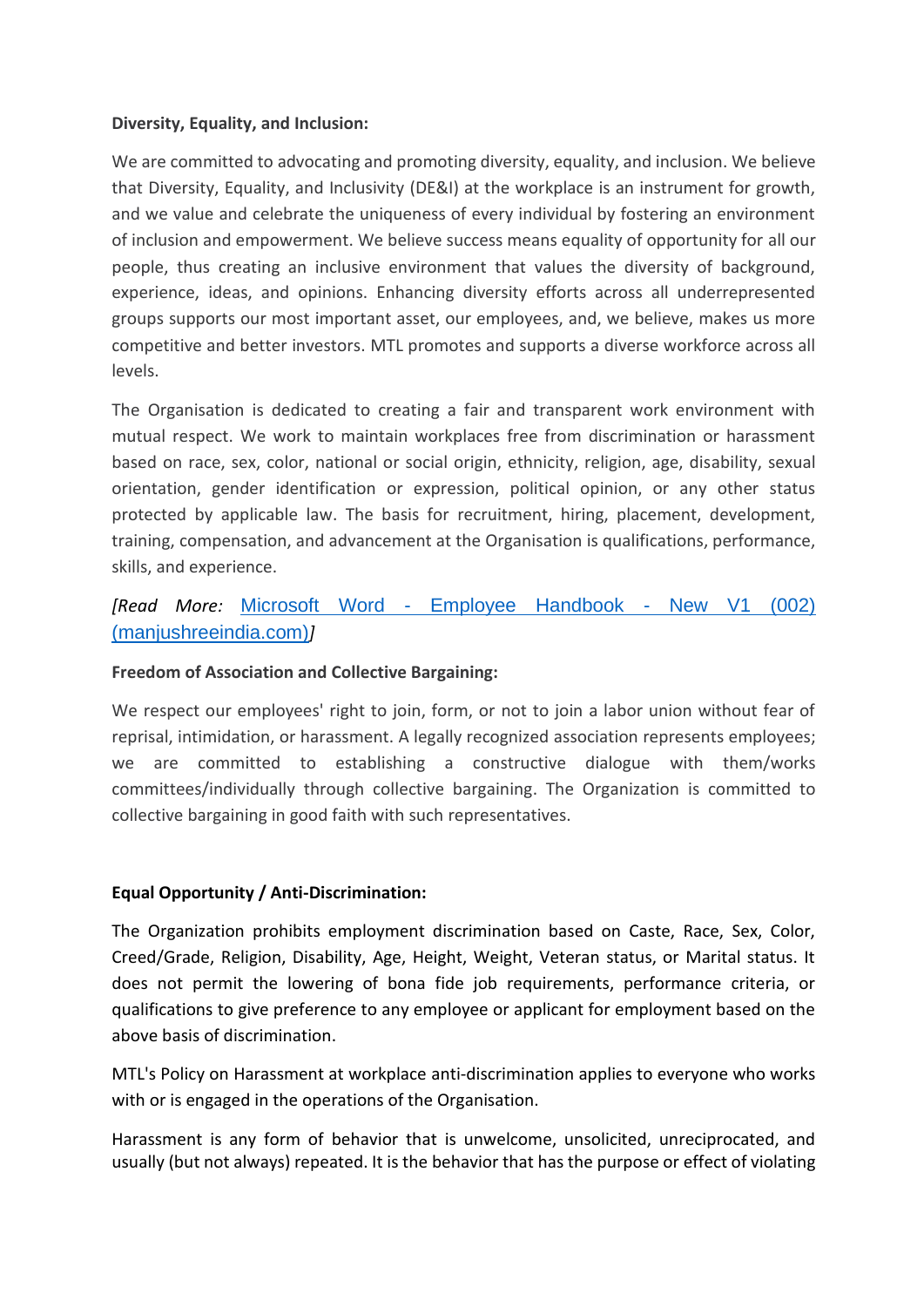**Diversity, Equality, and Inclusion:**

We are committed to advocating and promoting diversity, equality, and inclusion. We believe that Diversity, Equality, and Inclusivity (DE&I) at the workplace is an instrument for growth, and we value and celebrate the uniqueness of every individual by fostering an environment of inclusion and empowerment. We believe success means equality of opportunity for all our people, thus creating an inclusive environment that values the diversity of background, experience, ideas, and opinions. Enhancing diversity efforts across all underrepresented groups supports our most important asset, our employees, and, we believe, makes us more competitive and better investors. MTL promotes and supports a diverse workforce across all levels.

The Organisation is dedicated to creating a fair and transparent work environment with mutual respect. We work to maintain workplaces free from discrimination or harassment based on race, sex, color, national or social origin, ethnicity, religion, age, disability, sexual orientation, gender identification or expression, political opinion, or any other status protected by applicable law. The basis for recruitment, hiring, placement, development, training, compensation, and advancement at the Organisation is qualifications, performance, skills, and experience.

*[Read More:* Microsoft Word - Employee Handbook - New V1 (002) (manjushreeindia.com)*]*

**Freedom of Association and Collective Bargaining:**

We respect our employees' right to join, form, or not to join a labor union without fear of reprisal, intimidation, or harassment. A legally recognized association represents employees; we are committed to establishing a constructive dialogue with them/works committees/individually through collective bargaining. The Organization is committed to collective bargaining in good faith with such representatives.

**Equal Opportunity / Anti-Discrimination:**

The Organization prohibits employment discrimination based on Caste, Race, Sex, Color, Creed/Grade, Religion, Disability, Age, Height, Weight, Veteran status, or Marital status. It does not permit the lowering of bona fide job requirements, performance criteria, or qualifications to give preference to any employee or applicant for employment based on the above basis of discrimination.

MTL's Policy on Harassment at workplace anti-discrimination applies to everyone who works with or is engaged in the operations of the Organisation.

Harassment is any form of behavior that is unwelcome, unsolicited, unreciprocated, and usually (but not always) repeated. It is the behavior that has the purpose or effect of violating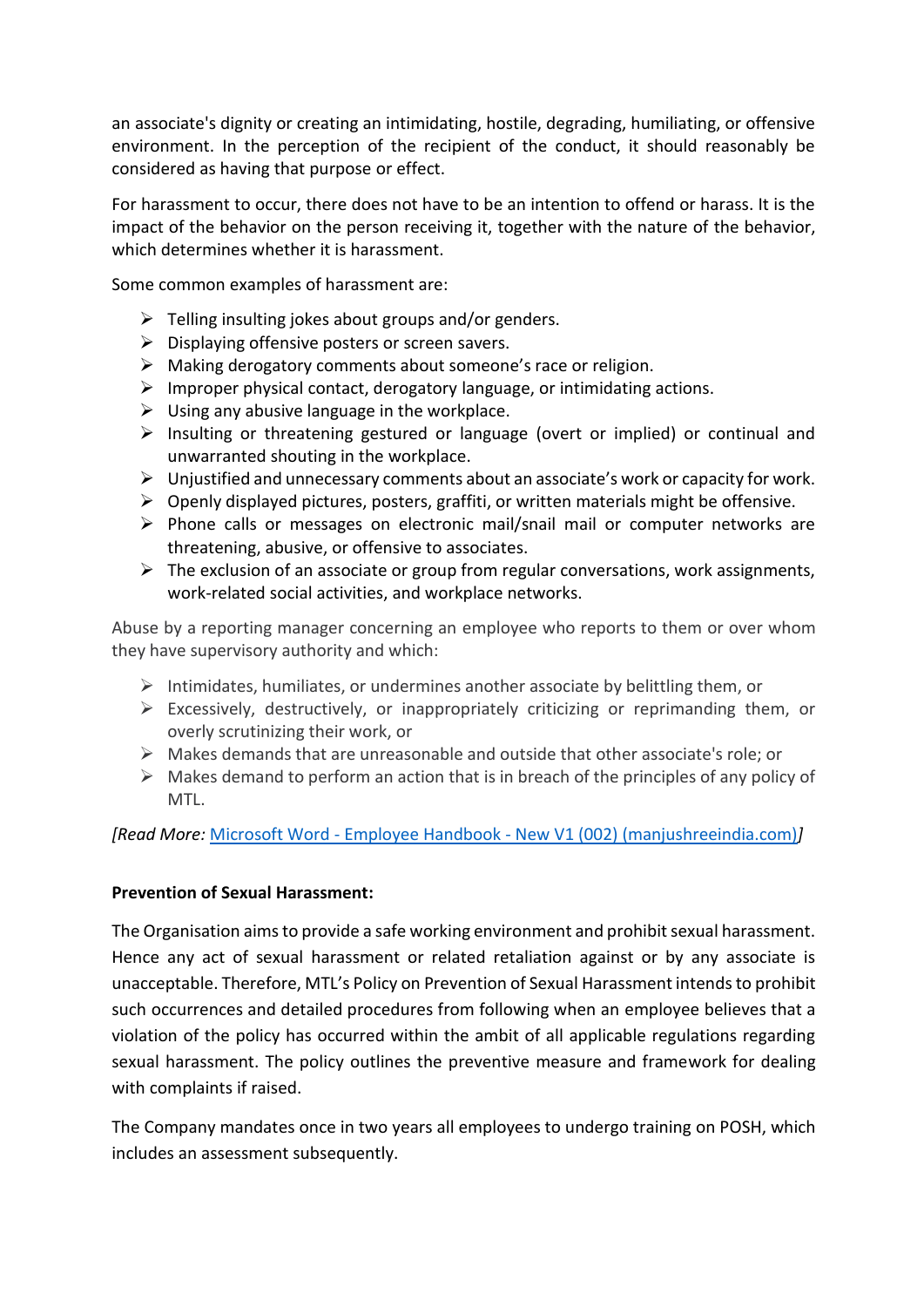an associate's dignity or creating an intimidating, hostile, degrading, humiliating, or offensive environment. In the perception of the recipient of the conduct, it should reasonably be considered as having that purpose or effect.

For harassment to occur, there does not have to be an intention to offend or harass. It is the impact of the behavior on the person receiving it, together with the nature of the behavior, which determines whether it is harassment.

Some common examples of harassment are:

- Telling insulting jokes about groups and/or genders.
- Displaying offensive posters or screen savers.
- Making derogatory comments about someone's race or religion.
- Improper physical contact, derogatory language, or intimidating actions.
- Using any abusive language in the workplace.
- Insulting or threatening gestured or language (overt or implied) or continual and unwarranted shouting in the workplace.
- Unjustified and unnecessary comments about an associate's work or capacity for work.
- Openly displayed pictures, posters, graffiti, or written materials might be offensive.
- Phone calls or messages on electronic mail/snail mail or computer networks are threatening, abusive, or offensive to associates.
- The exclusion of an associate or group from regular conversations, work assignments, work-related social activities, and workplace networks.

Abuse by a reporting manager concerning an employee who reports to them or over whom they have supervisory authority and which:

- Intimidates, humiliates, or undermines another associate by belittling them, or
- Excessively, destructively, or inappropriately criticizing or reprimanding them, or overly scrutinizing their work, or
- Makes demands that are unreasonable and outside that other associate's role; or
- Makes demand to perform an action that is in breach of the principles of any policy of MTL.

*[Read More:* Microsoft Word - Employee Handbook - New V1 (002) (manjushreeindia.com)*]*

**Prevention of Sexual Harassment:**

The Organisation aims to provide a safe working environment and prohibit sexual harassment. Hence any act of sexual harassment or related retaliation against or by any associate is unacceptable. Therefore, MTL's Policy on Prevention of Sexual Harassment intends to prohibit such occurrences and detailed procedures from following when an employee believes that a violation of the policy has occurred within the ambit of all applicable regulations regarding sexual harassment. The policy outlines the preventive measure and framework for dealing with complaints if raised.

The Company mandates once in two years all employees to undergo training on POSH, which includes an assessment subsequently.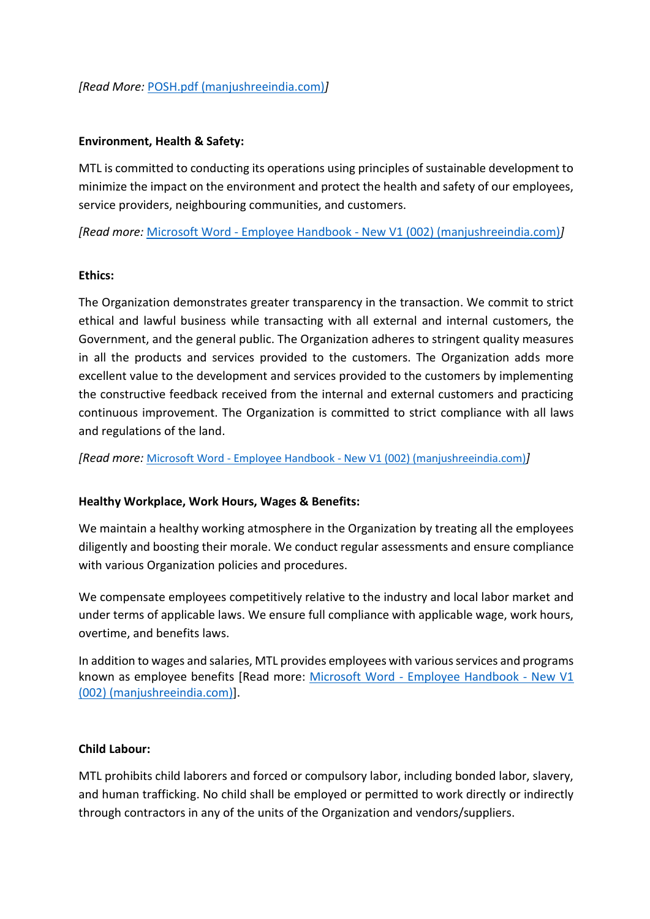*[Read More: [POSH.pdf (manjushreeindia.com)]]*

**Environment, Health & Safety:**

MTL is committed to conducting its operations using principles of sustainable development to minimize the impact on the environment and protect the health and safety of our employees, service providers, neighbouring communities, and customers.

*[Read more: [Microsoft Word - Employee Handbook - New V1 (002) (manjushreeindia.com)]]*

**Ethics:**

The Organization demonstrates greater transparency in the transaction. We commit to strict ethical and lawful business while transacting with all external and internal customers, the Government, and the general public. The Organization adheres to stringent quality measures in all the products and services provided to the customers. The Organization adds more excellent value to the development and services provided to the customers by implementing the constructive feedback received from the internal and external customers and practicing continuous improvement. The Organization is committed to strict compliance with all laws and regulations of the land.

*[Read more: [Microsoft Word - Employee Handbook - New V1 (002) (manjushreeindia.com)]]*

**Healthy Workplace, Work Hours, Wages & Benefits:**

We maintain a healthy working atmosphere in the Organization by treating all the employees diligently and boosting their morale. We conduct regular assessments and ensure compliance with various Organization policies and procedures.

We compensate employees competitively relative to the industry and local labor market and under terms of applicable laws. We ensure full compliance with applicable wage, work hours, overtime, and benefits laws.

In addition to wages and salaries, MTL provides employees with various services and programs known as employee benefits [Read more: [Microsoft Word - Employee Handbook - New V1 (002) (manjushreeindia.com)]].

**Child Labour:**

MTL prohibits child laborers and forced or compulsory labor, including bonded labor, slavery, and human trafficking. No child shall be employed or permitted to work directly or indirectly through contractors in any of the units of the Organization and vendors/suppliers.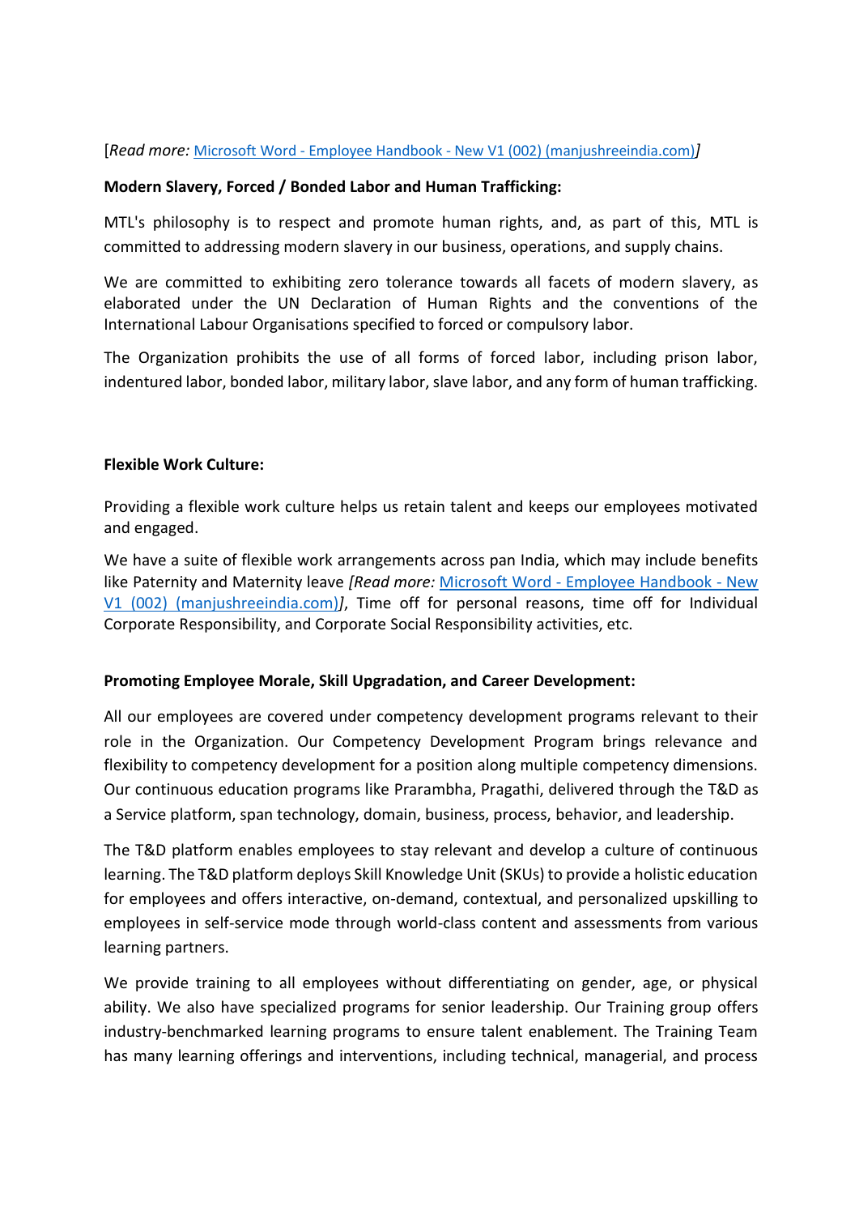[*Read more:* Microsoft Word - Employee Handbook - New V1 (002) (manjushreeindia.com)]

**Modern Slavery, Forced / Bonded Labor and Human Trafficking:**

MTL's philosophy is to respect and promote human rights, and, as part of this, MTL is committed to addressing modern slavery in our business, operations, and supply chains.

We are committed to exhibiting zero tolerance towards all facets of modern slavery, as elaborated under the UN Declaration of Human Rights and the conventions of the International Labour Organisations specified to forced or compulsory labor.

The Organization prohibits the use of all forms of forced labor, including prison labor, indentured labor, bonded labor, military labor, slave labor, and any form of human trafficking.

**Flexible Work Culture:**

Providing a flexible work culture helps us retain talent and keeps our employees motivated and engaged.

We have a suite of flexible work arrangements across pan India, which may include benefits like Paternity and Maternity leave *[Read more:* Microsoft Word - Employee Handbook - New V1 (002) (manjushreeindia.com)*]*, Time off for personal reasons, time off for Individual Corporate Responsibility, and Corporate Social Responsibility activities, etc.

**Promoting Employee Morale, Skill Upgradation, and Career Development:**

All our employees are covered under competency development programs relevant to their role in the Organization. Our Competency Development Program brings relevance and flexibility to competency development for a position along multiple competency dimensions. Our continuous education programs like Prarambha, Pragathi, delivered through the T&D as a Service platform, span technology, domain, business, process, behavior, and leadership.

The T&D platform enables employees to stay relevant and develop a culture of continuous learning. The T&D platform deploys Skill Knowledge Unit (SKUs) to provide a holistic education for employees and offers interactive, on-demand, contextual, and personalized upskilling to employees in self-service mode through world-class content and assessments from various learning partners.

We provide training to all employees without differentiating on gender, age, or physical ability. We also have specialized programs for senior leadership. Our Training group offers industry-benchmarked learning programs to ensure talent enablement. The Training Team has many learning offerings and interventions, including technical, managerial, and process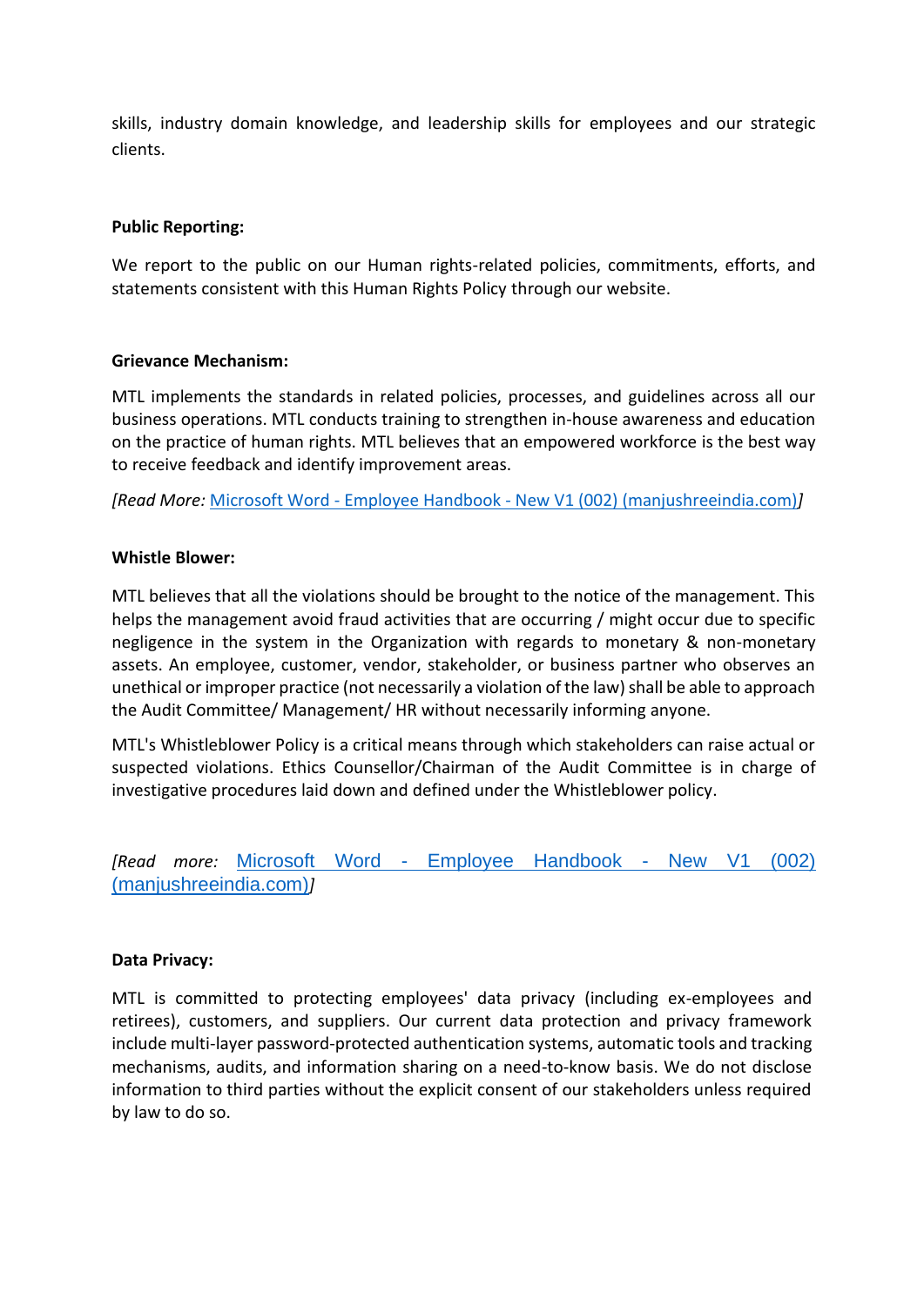skills, industry domain knowledge, and leadership skills for employees and our strategic clients.

**Public Reporting:**

We report to the public on our Human rights-related policies, commitments, efforts, and statements consistent with this Human Rights Policy through our website.

**Grievance Mechanism:**

MTL implements the standards in related policies, processes, and guidelines across all our business operations. MTL conducts training to strengthen in-house awareness and education on the practice of human rights. MTL believes that an empowered workforce is the best way to receive feedback and identify improvement areas.

*[Read More:* Microsoft Word - Employee Handbook - New V1 (002) (manjushreeindia.com)*]*

**Whistle Blower:**

MTL believes that all the violations should be brought to the notice of the management. This helps the management avoid fraud activities that are occurring / might occur due to specific negligence in the system in the Organization with regards to monetary & non-monetary assets. An employee, customer, vendor, stakeholder, or business partner who observes an unethical or improper practice (not necessarily a violation of the law) shall be able to approach the Audit Committee/ Management/ HR without necessarily informing anyone.

MTL's Whistleblower Policy is a critical means through which stakeholders can raise actual or suspected violations. Ethics Counsellor/Chairman of the Audit Committee is in charge of investigative procedures laid down and defined under the Whistleblower policy.

*[Read more:* Microsoft Word - Employee Handbook - New V1 (002) (manjushreeindia.com)*]*

**Data Privacy:**

MTL is committed to protecting employees' data privacy (including ex-employees and retirees), customers, and suppliers. Our current data protection and privacy framework include multi-layer password-protected authentication systems, automatic tools and tracking mechanisms, audits, and information sharing on a need-to-know basis. We do not disclose information to third parties without the explicit consent of our stakeholders unless required by law to do so.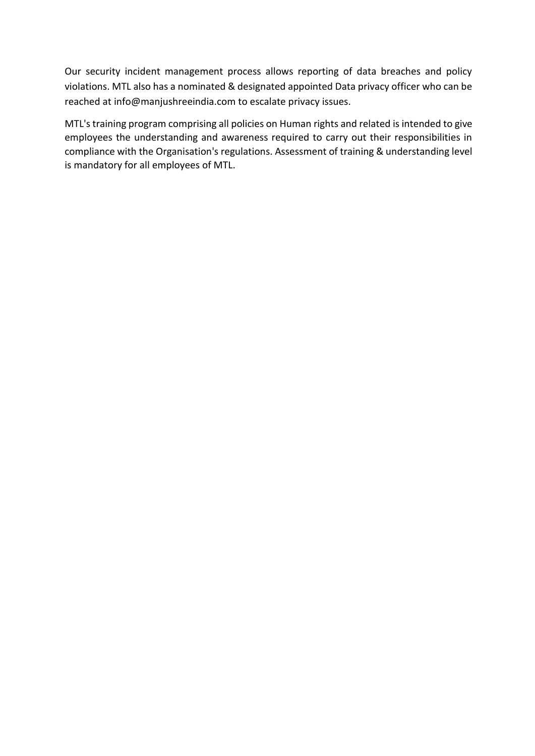Our security incident management process allows reporting of data breaches and policy violations. MTL also has a nominated & designated appointed Data privacy officer who can be reached at info@manjushreeindia.com to escalate privacy issues.

MTL's training program comprising all policies on Human rights and related is intended to give employees the understanding and awareness required to carry out their responsibilities in compliance with the Organisation's regulations. Assessment of training & understanding level is mandatory for all employees of MTL.